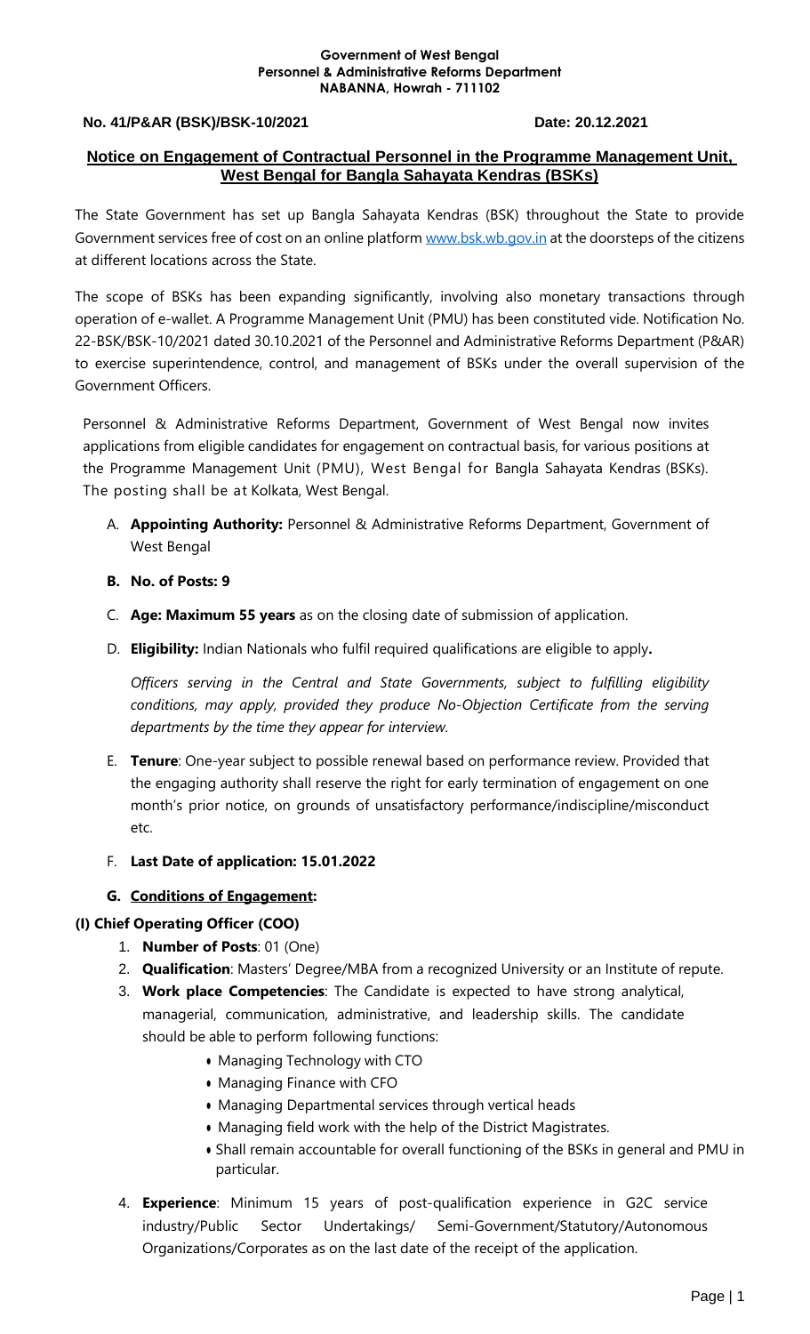**Government of West Bengal**
**Personnel & Administrative Reforms Department**
**NABANNA, Howrah - 711102**

**No. 41/P&AR (BSK)/BSK-10/2021** **Date: 20.12.2021**

## Notice on Engagement of Contractual Personnel in the Programme Management Unit, West Bengal for Bangla Sahayata Kendras (BSKs)

The State Government has set up Bangla Sahayata Kendras (BSK) throughout the State to provide Government services free of cost on an online platform www.bsk.wb.gov.in at the doorsteps of the citizens at different locations across the State.

The scope of BSKs has been expanding significantly, involving also monetary transactions through operation of e-wallet. A Programme Management Unit (PMU) has been constituted vide. Notification No. 22-BSK/BSK-10/2021 dated 30.10.2021 of the Personnel and Administrative Reforms Department (P&AR) to exercise superintendence, control, and management of BSKs under the overall supervision of the Government Officers.

Personnel & Administrative Reforms Department, Government of West Bengal now invites applications from eligible candidates for engagement on contractual basis, for various positions at the Programme Management Unit (PMU), West Bengal for Bangla Sahayata Kendras (BSKs). The posting shall be at Kolkata, West Bengal.

A. **Appointing Authority:** Personnel & Administrative Reforms Department, Government of West Bengal

B. **No. of Posts: 9**

C. **Age: Maximum 55 years** as on the closing date of submission of application.

D. **Eligibility:** Indian Nationals who fulfil required qualifications are eligible to apply**.**

   *Officers serving in the Central and State Governments, subject to fulfilling eligibility conditions, may apply, provided they produce No-Objection Certificate from the serving departments by the time they appear for interview.*

E. **Tenure**: One-year subject to possible renewal based on performance review. Provided that the engaging authority shall reserve the right for early termination of engagement on one month's prior notice, on grounds of unsatisfactory performance/indiscipline/misconduct etc.

F. **Last Date of application: 15.01.2022**

G. **Conditions of Engagement:**

### (I) Chief Operating Officer (COO)

1. **Number of Posts**: 01 (One)
2. **Qualification**: Masters' Degree/MBA from a recognized University or an Institute of repute.
3. **Work place Competencies**: The Candidate is expected to have strong analytical, managerial, communication, administrative, and leadership skills. The candidate should be able to perform following functions:
   - Managing Technology with CTO
   - Managing Finance with CFO
   - Managing Departmental services through vertical heads
   - Managing field work with the help of the District Magistrates.
   - Shall remain accountable for overall functioning of the BSKs in general and PMU in particular.
4. **Experience**: Minimum 15 years of post-qualification experience in G2C service industry/Public Sector Undertakings/ Semi-Government/Statutory/Autonomous Organizations/Corporates as on the last date of the receipt of the application.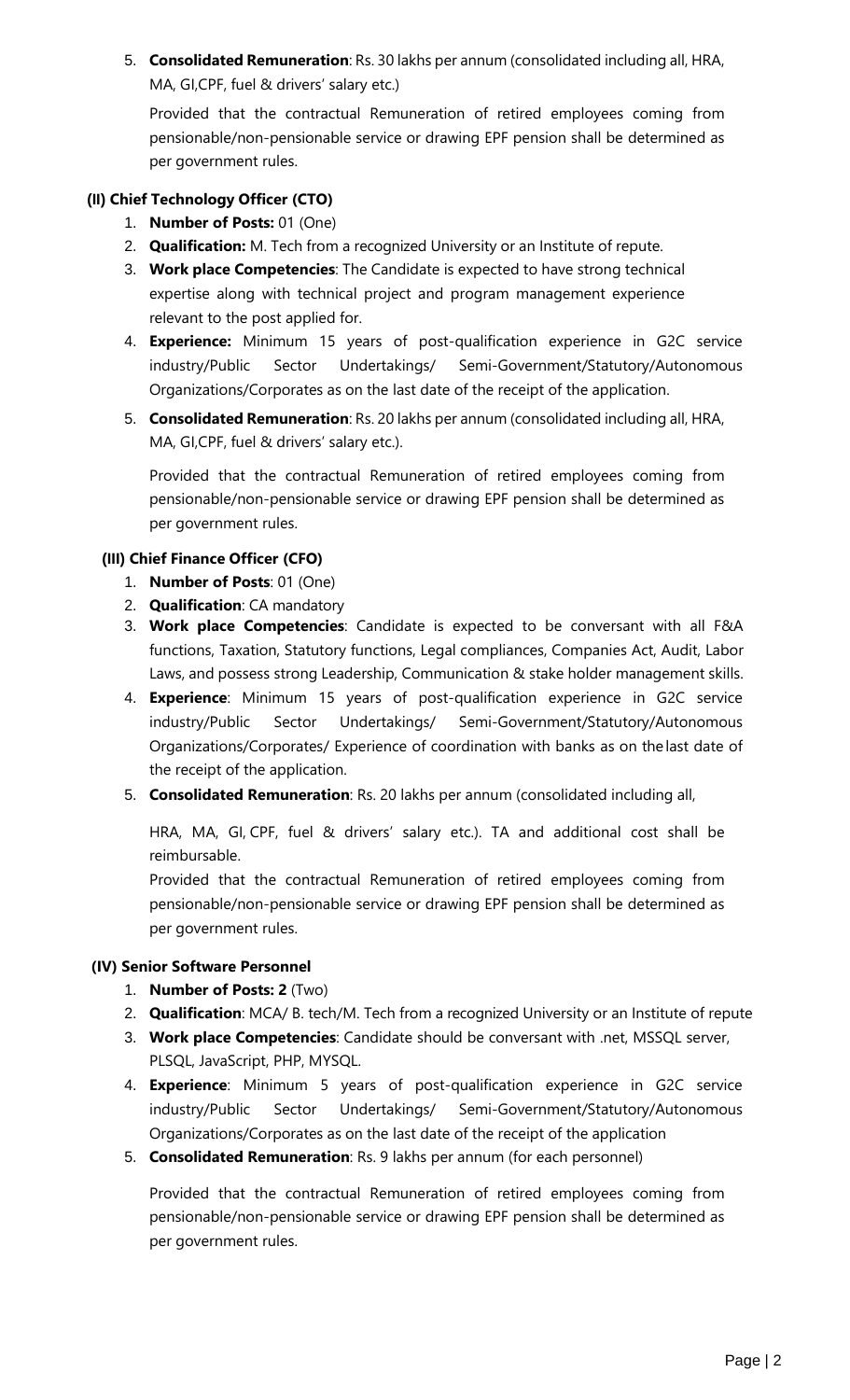5. **Consolidated Remuneration**: Rs. 30 lakhs per annum (consolidated including all, HRA, MA, GI,CPF, fuel & drivers' salary etc.)

   Provided that the contractual Remuneration of retired employees coming from pensionable/non-pensionable service or drawing EPF pension shall be determined as per government rules.

### (II) Chief Technology Officer (CTO)

1. **Number of Posts:** 01 (One)
2. **Qualification:** M. Tech from a recognized University or an Institute of repute.
3. **Work place Competencies**: The Candidate is expected to have strong technical expertise along with technical project and program management experience relevant to the post applied for.
4. **Experience:** Minimum 15 years of post-qualification experience in G2C service industry/Public Sector Undertakings/ Semi-Government/Statutory/Autonomous Organizations/Corporates as on the last date of the receipt of the application.
5. **Consolidated Remuneration**: Rs. 20 lakhs per annum (consolidated including all, HRA, MA, GI,CPF, fuel & drivers' salary etc.).

   Provided that the contractual Remuneration of retired employees coming from pensionable/non-pensionable service or drawing EPF pension shall be determined as per government rules.

### (III) Chief Finance Officer (CFO)

1. **Number of Posts**: 01 (One)
2. **Qualification**: CA mandatory
3. **Work place Competencies**: Candidate is expected to be conversant with all F&A functions, Taxation, Statutory functions, Legal compliances, Companies Act, Audit, Labor Laws, and possess strong Leadership, Communication & stake holder management skills.
4. **Experience**: Minimum 15 years of post-qualification experience in G2C service industry/Public Sector Undertakings/ Semi-Government/Statutory/Autonomous Organizations/Corporates/ Experience of coordination with banks as on the last date of the receipt of the application.
5. **Consolidated Remuneration**: Rs. 20 lakhs per annum (consolidated including all,

   HRA, MA, GI, CPF, fuel & drivers' salary etc.). TA and additional cost shall be reimbursable.

   Provided that the contractual Remuneration of retired employees coming from pensionable/non-pensionable service or drawing EPF pension shall be determined as per government rules.

### (IV) Senior Software Personnel

1. **Number of Posts: 2** (Two)
2. **Qualification**: MCA/ B. tech/M. Tech from a recognized University or an Institute of repute
3. **Work place Competencies**: Candidate should be conversant with .net, MSSQL server, PLSQL, JavaScript, PHP, MYSQL.
4. **Experience**: Minimum 5 years of post-qualification experience in G2C service industry/Public Sector Undertakings/ Semi-Government/Statutory/Autonomous Organizations/Corporates as on the last date of the receipt of the application
5. **Consolidated Remuneration**: Rs. 9 lakhs per annum (for each personnel)

   Provided that the contractual Remuneration of retired employees coming from pensionable/non-pensionable service or drawing EPF pension shall be determined as per government rules.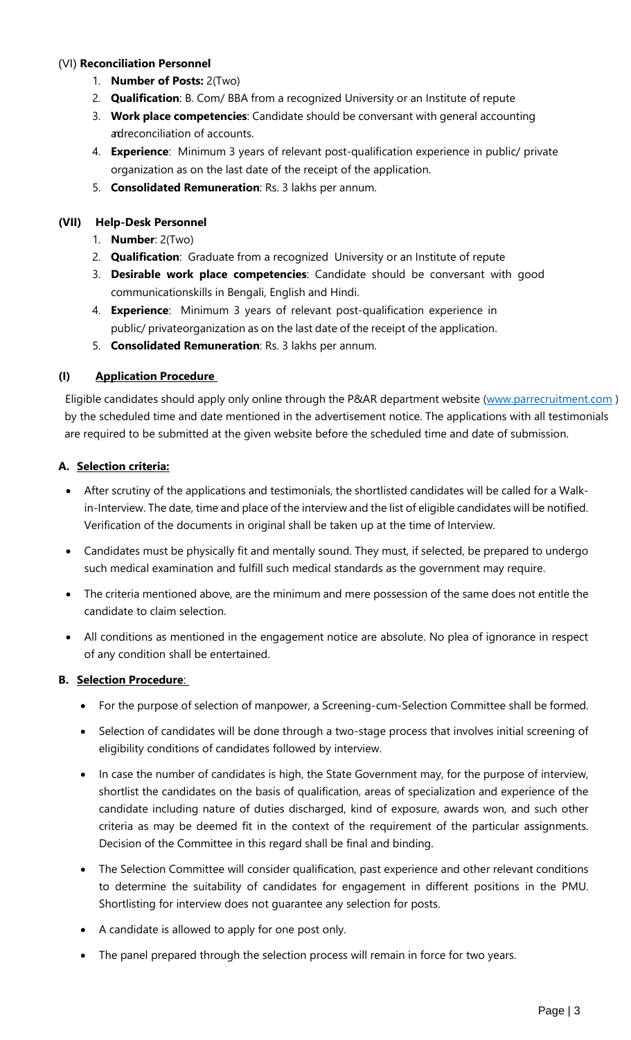### (VI) **Reconciliation Personnel**

1. **Number of Posts:** 2(Two)
2. **Qualification**: B. Com/ BBA from a recognized University or an Institute of repute
3. **Work place competencies**: Candidate should be conversant with general accounting andreconciliation of accounts.
4. **Experience**: Minimum 3 years of relevant post-qualification experience in public/ private organization as on the last date of the receipt of the application.
5. **Consolidated Remuneration**: Rs. 3 lakhs per annum.

### (VII) **Help-Desk Personnel**

1. **Number**: 2(Two)
2. **Qualification**: Graduate from a recognized University or an Institute of repute
3. **Desirable work place competencies**: Candidate should be conversant with good communicationskills in Bengali, English and Hindi.
4. **Experience**: Minimum 3 years of relevant post-qualification experience in public/ privateorganization as on the last date of the receipt of the application.
5. **Consolidated Remuneration**: Rs. 3 lakhs per annum.

## (I) **Application Procedure**

Eligible candidates should apply only online through the P&AR department website (www.parrecruitment.com ) by the scheduled time and date mentioned in the advertisement notice. The applications with all testimonials are required to be submitted at the given website before the scheduled time and date of submission.

### A. **Selection criteria:**

- After scrutiny of the applications and testimonials, the shortlisted candidates will be called for a Walk-in-Interview. The date, time and place of the interview and the list of eligible candidates will be notified. Verification of the documents in original shall be taken up at the time of Interview.
- Candidates must be physically fit and mentally sound. They must, if selected, be prepared to undergo such medical examination and fulfill such medical standards as the government may require.
- The criteria mentioned above, are the minimum and mere possession of the same does not entitle the candidate to claim selection.
- All conditions as mentioned in the engagement notice are absolute. No plea of ignorance in respect of any condition shall be entertained.

### B. **Selection Procedure**:

- For the purpose of selection of manpower, a Screening-cum-Selection Committee shall be formed.
- Selection of candidates will be done through a two-stage process that involves initial screening of eligibility conditions of candidates followed by interview.
- In case the number of candidates is high, the State Government may, for the purpose of interview, shortlist the candidates on the basis of qualification, areas of specialization and experience of the candidate including nature of duties discharged, kind of exposure, awards won, and such other criteria as may be deemed fit in the context of the requirement of the particular assignments. Decision of the Committee in this regard shall be final and binding.
- The Selection Committee will consider qualification, past experience and other relevant conditions to determine the suitability of candidates for engagement in different positions in the PMU. Shortlisting for interview does not guarantee any selection for posts.
- A candidate is allowed to apply for one post only.
- The panel prepared through the selection process will remain in force for two years.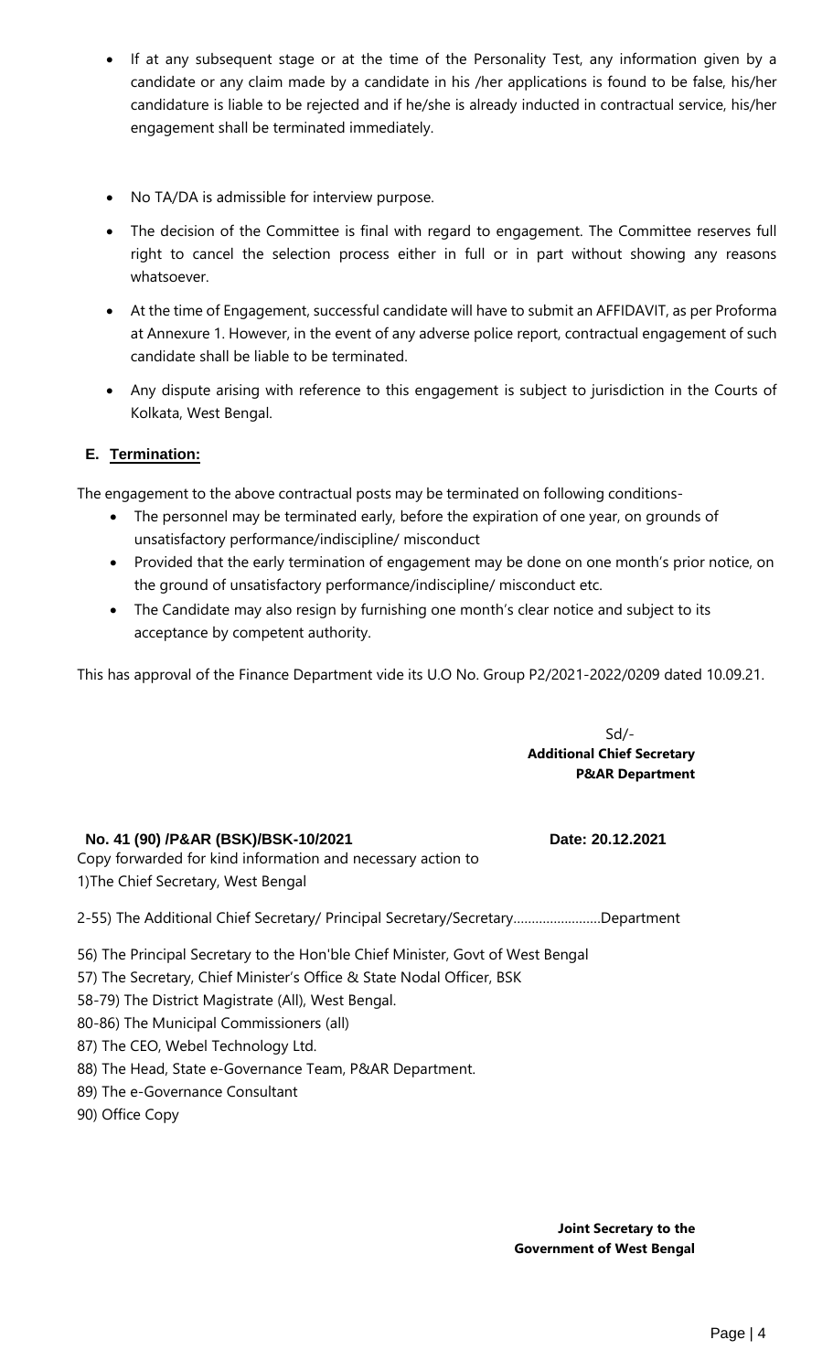- If at any subsequent stage or at the time of the Personality Test, any information given by a candidate or any claim made by a candidate in his /her applications is found to be false, his/her candidature is liable to be rejected and if he/she is already inducted in contractual service, his/her engagement shall be terminated immediately.

- No TA/DA is admissible for interview purpose.
- The decision of the Committee is final with regard to engagement. The Committee reserves full right to cancel the selection process either in full or in part without showing any reasons whatsoever.
- At the time of Engagement, successful candidate will have to submit an AFFIDAVIT, as per Proforma at Annexure 1. However, in the event of any adverse police report, contractual engagement of such candidate shall be liable to be terminated.
- Any dispute arising with reference to this engagement is subject to jurisdiction in the Courts of Kolkata, West Bengal.

**E. Termination:**

The engagement to the above contractual posts may be terminated on following conditions-

- The personnel may be terminated early, before the expiration of one year, on grounds of unsatisfactory performance/indiscipline/ misconduct
- Provided that the early termination of engagement may be done on one month's prior notice, on the ground of unsatisfactory performance/indiscipline/ misconduct etc.
- The Candidate may also resign by furnishing one month's clear notice and subject to its acceptance by competent authority.

This has approval of the Finance Department vide its U.O No. Group P2/2021-2022/0209 dated 10.09.21.

Sd/-
**Additional Chief Secretary**
**P&AR Department**

**No. 41 (90) /P&AR (BSK)/BSK-10/2021** **Date: 20.12.2021**

Copy forwarded for kind information and necessary action to

1)The Chief Secretary, West Bengal

2-55) The Additional Chief Secretary/ Principal Secretary/Secretary……………………Department

56) The Principal Secretary to the Hon'ble Chief Minister, Govt of West Bengal

57) The Secretary, Chief Minister's Office & State Nodal Officer, BSK

58-79) The District Magistrate (All), West Bengal.

80-86) The Municipal Commissioners (all)

87) The CEO, Webel Technology Ltd.

88) The Head, State e-Governance Team, P&AR Department.

89) The e-Governance Consultant

90) Office Copy

**Joint Secretary to the**
**Government of West Bengal**